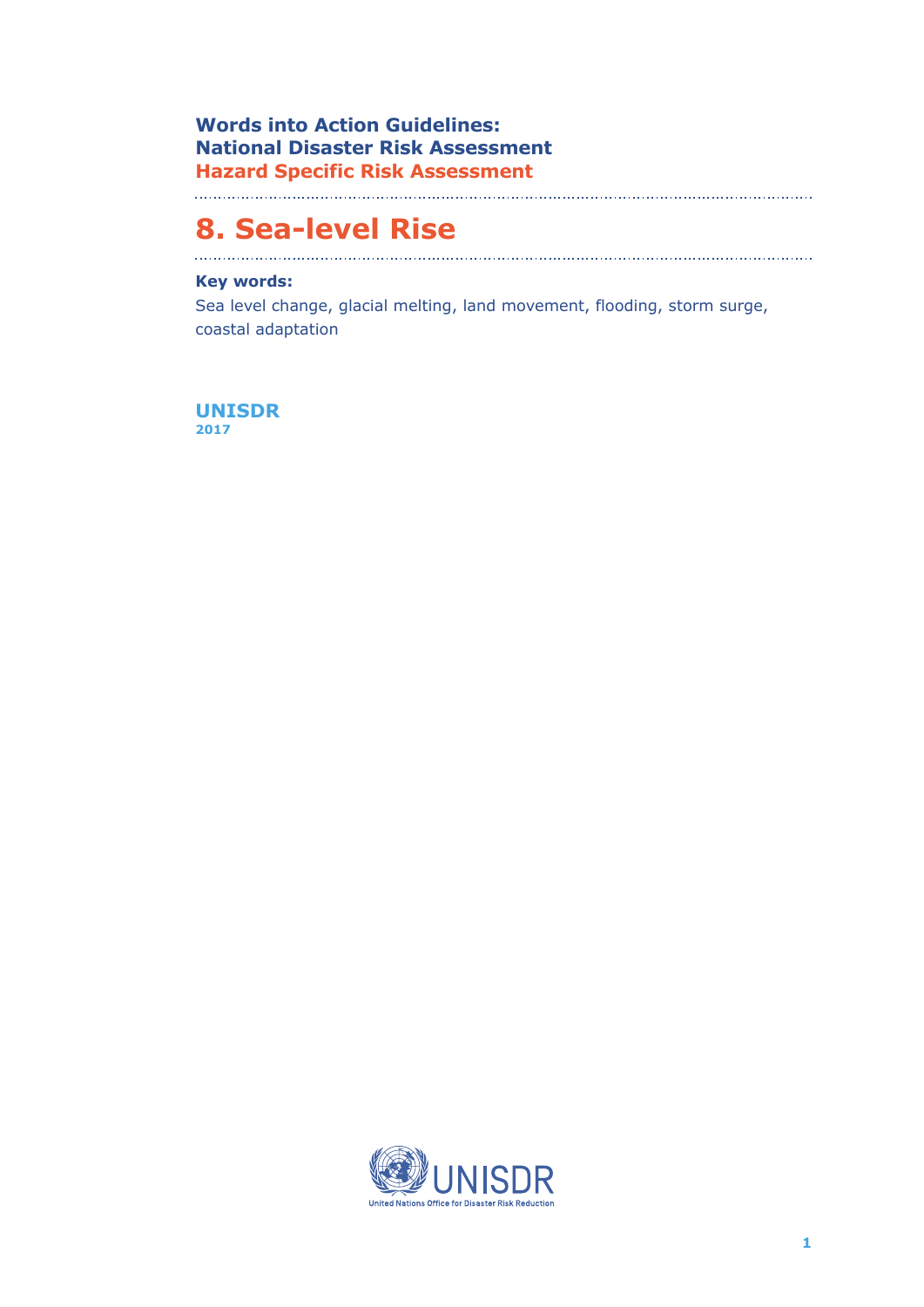**Words into Action Guidelines:**
**National Disaster Risk Assessment**
**Hazard Specific Risk Assessment**

# 8. Sea-level Rise

**Key words:**

Sea level change, glacial melting, land movement, flooding, storm surge, coastal adaptation

**UNISDR**
**2017**

UNISDR
United Nations Office for Disaster Risk Reduction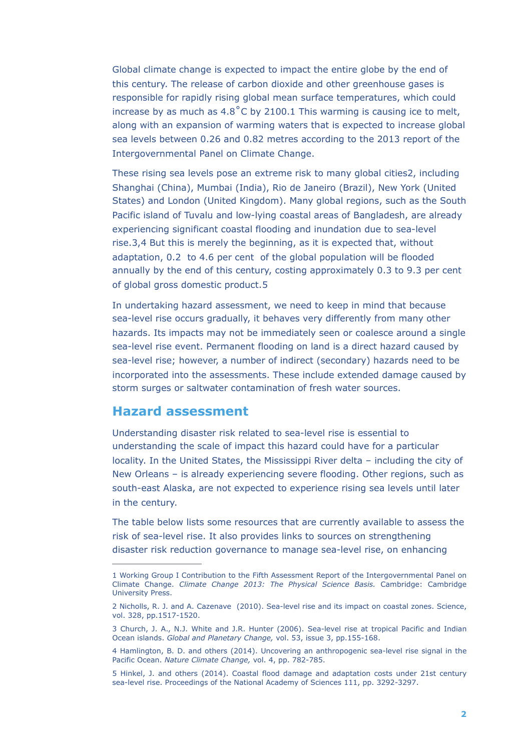Global climate change is expected to impact the entire globe by the end of this century. The release of carbon dioxide and other greenhouse gases is responsible for rapidly rising global mean surface temperatures, which could increase by as much as 4.8˚C by 2100.[1] This warming is causing ice to melt, along with an expansion of warming waters that is expected to increase global sea levels between 0.26 and 0.82 metres according to the 2013 report of the Intergovernmental Panel on Climate Change.

These rising sea levels pose an extreme risk to many global cities[2], including Shanghai (China), Mumbai (India), Rio de Janeiro (Brazil), New York (United States) and London (United Kingdom). Many global regions, such as the South Pacific island of Tuvalu and low-lying coastal areas of Bangladesh, are already experiencing significant coastal flooding and inundation due to sea-level rise.[3,4] But this is merely the beginning, as it is expected that, without adaptation, 0.2 to 4.6 per cent of the global population will be flooded annually by the end of this century, costing approximately 0.3 to 9.3 per cent of global gross domestic product.[5]

In undertaking hazard assessment, we need to keep in mind that because sea-level rise occurs gradually, it behaves very differently from many other hazards. Its impacts may not be immediately seen or coalesce around a single sea-level rise event. Permanent flooding on land is a direct hazard caused by sea-level rise; however, a number of indirect (secondary) hazards need to be incorporated into the assessments. These include extended damage caused by storm surges or saltwater contamination of fresh water sources.

## Hazard assessment

Understanding disaster risk related to sea-level rise is essential to understanding the scale of impact this hazard could have for a particular locality. In the United States, the Mississippi River delta – including the city of New Orleans – is already experiencing severe flooding. Other regions, such as south-east Alaska, are not expected to experience rising sea levels until later in the century.

The table below lists some resources that are currently available to assess the risk of sea-level rise. It also provides links to sources on strengthening disaster risk reduction governance to manage sea-level rise, on enhancing

---

1 Working Group I Contribution to the Fifth Assessment Report of the Intergovernmental Panel on Climate Change. *Climate Change 2013: The Physical Science Basis.* Cambridge: Cambridge University Press.

2 Nicholls, R. J. and A. Cazenave (2010). Sea-level rise and its impact on coastal zones. Science, vol. 328, pp.1517-1520.

3 Church, J. A., N.J. White and J.R. Hunter (2006). Sea-level rise at tropical Pacific and Indian Ocean islands. *Global and Planetary Change,* vol. 53, issue 3, pp.155-168.

4 Hamlington, B. D. and others (2014). Uncovering an anthropogenic sea-level rise signal in the Pacific Ocean. *Nature Climate Change,* vol. 4, pp. 782-785.

5 Hinkel, J. and others (2014). Coastal flood damage and adaptation costs under 21st century sea-level rise. Proceedings of the National Academy of Sciences 111, pp. 3292-3297.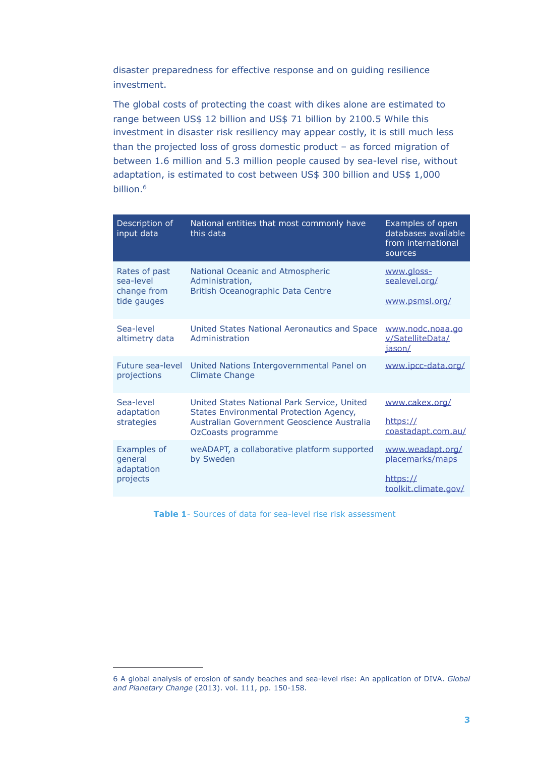disaster preparedness for effective response and on guiding resilience investment.

The global costs of protecting the coast with dikes alone are estimated to range between US$ 12 billion and US$ 71 billion by 2100.5 While this investment in disaster risk resiliency may appear costly, it is still much less than the projected loss of gross domestic product – as forced migration of between 1.6 million and 5.3 million people caused by sea-level rise, without adaptation, is estimated to cost between US$ 300 billion and US$ 1,000 billion.[6]

| Description of input data | National entities that most commonly have this data | Examples of open databases available from international sources |
|---|---|---|
| Rates of past sea-level change from tide gauges | National Oceanic and Atmospheric Administration, British Oceanographic Data Centre | www.gloss-sealevel.org/ www.psmsl.org/ |
| Sea-level altimetry data | United States National Aeronautics and Space Administration | www.nodc.noaa.gov/SatelliteData/jason/ |
| Future sea-level projections | United Nations Intergovernmental Panel on Climate Change | www.ipcc-data.org/ |
| Sea-level adaptation strategies | United States National Park Service, United States Environmental Protection Agency, Australian Government Geoscience Australia OzCoasts programme | www.cakex.org/ https://coastadapt.com.au/ |
| Examples of general adaptation projects | weADAPT, a collaborative platform supported by Sweden | www.weadapt.org/placemarks/maps https://toolkit.climate.gov/ |

**Table 1**- Sources of data for sea-level rise risk assessment

6 A global analysis of erosion of sandy beaches and sea-level rise: An application of DIVA. *Global and Planetary Change* (2013). vol. 111, pp. 150-158.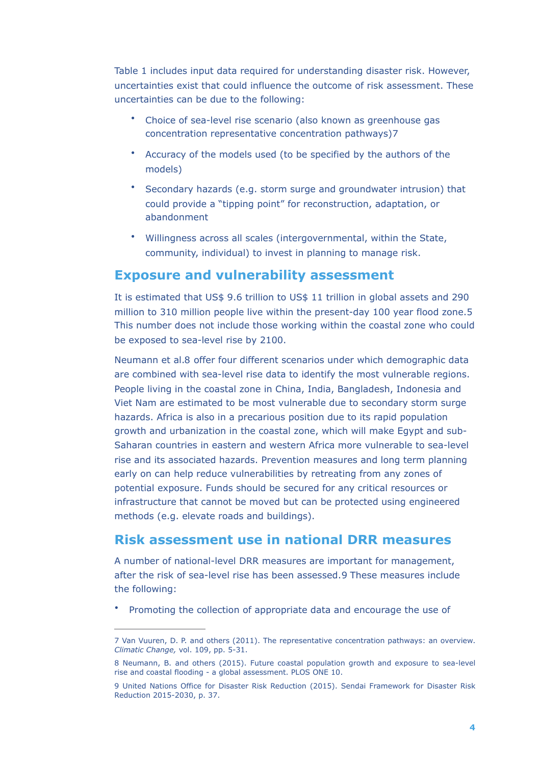Table 1 includes input data required for understanding disaster risk. However, uncertainties exist that could influence the outcome of risk assessment. These uncertainties can be due to the following:

- Choice of sea-level rise scenario (also known as greenhouse gas concentration representative concentration pathways)[7]
- Accuracy of the models used (to be specified by the authors of the models)
- Secondary hazards (e.g. storm surge and groundwater intrusion) that could provide a "tipping point" for reconstruction, adaptation, or abandonment
- Willingness across all scales (intergovernmental, within the State, community, individual) to invest in planning to manage risk.

## Exposure and vulnerability assessment

It is estimated that US$ 9.6 trillion to US$ 11 trillion in global assets and 290 million to 310 million people live within the present-day 100 year flood zone.[5] This number does not include those working within the coastal zone who could be exposed to sea-level rise by 2100.

Neumann et al.[8] offer four different scenarios under which demographic data are combined with sea-level rise data to identify the most vulnerable regions. People living in the coastal zone in China, India, Bangladesh, Indonesia and Viet Nam are estimated to be most vulnerable due to secondary storm surge hazards. Africa is also in a precarious position due to its rapid population growth and urbanization in the coastal zone, which will make Egypt and sub-Saharan countries in eastern and western Africa more vulnerable to sea-level rise and its associated hazards. Prevention measures and long term planning early on can help reduce vulnerabilities by retreating from any zones of potential exposure. Funds should be secured for any critical resources or infrastructure that cannot be moved but can be protected using engineered methods (e.g. elevate roads and buildings).

## Risk assessment use in national DRR measures

A number of national-level DRR measures are important for management, after the risk of sea-level rise has been assessed.[9] These measures include the following:

- Promoting the collection of appropriate data and encourage the use of

---

7 Van Vuuren, D. P. and others (2011). The representative concentration pathways: an overview. *Climatic Change,* vol. 109, pp. 5-31.

8 Neumann, B. and others (2015). Future coastal population growth and exposure to sea-level rise and coastal flooding - a global assessment. PLOS ONE 10.

9 United Nations Office for Disaster Risk Reduction (2015). Sendai Framework for Disaster Risk Reduction 2015-2030, p. 37.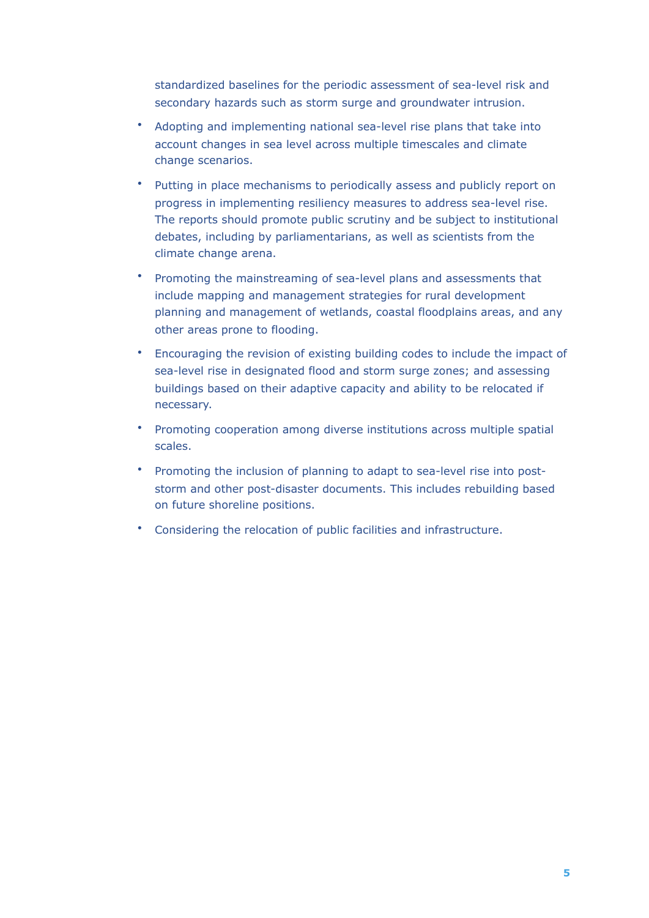standardized baselines for the periodic assessment of sea-level risk and secondary hazards such as storm surge and groundwater intrusion.

- Adopting and implementing national sea-level rise plans that take into account changes in sea level across multiple timescales and climate change scenarios.
- Putting in place mechanisms to periodically assess and publicly report on progress in implementing resiliency measures to address sea-level rise. The reports should promote public scrutiny and be subject to institutional debates, including by parliamentarians, as well as scientists from the climate change arena.
- Promoting the mainstreaming of sea-level plans and assessments that include mapping and management strategies for rural development planning and management of wetlands, coastal floodplains areas, and any other areas prone to flooding.
- Encouraging the revision of existing building codes to include the impact of sea-level rise in designated flood and storm surge zones; and assessing buildings based on their adaptive capacity and ability to be relocated if necessary.
- Promoting cooperation among diverse institutions across multiple spatial scales.
- Promoting the inclusion of planning to adapt to sea-level rise into post-storm and other post-disaster documents. This includes rebuilding based on future shoreline positions.
- Considering the relocation of public facilities and infrastructure.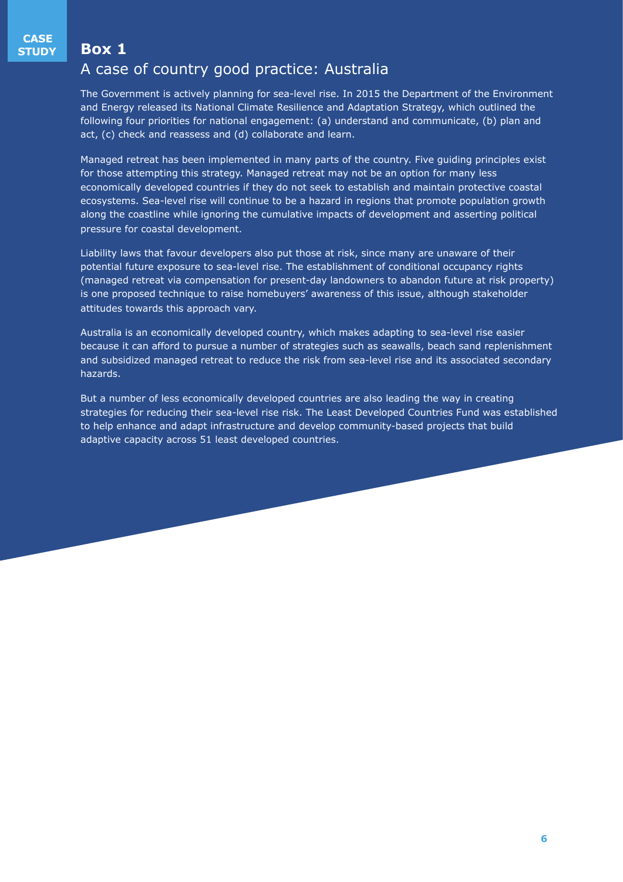CASE STUDY

## Box 1

### A case of country good practice: Australia

The Government is actively planning for sea-level rise. In 2015 the Department of the Environment and Energy released its National Climate Resilience and Adaptation Strategy, which outlined the following four priorities for national engagement: (a) understand and communicate, (b) plan and act, (c) check and reassess and (d) collaborate and learn.

Managed retreat has been implemented in many parts of the country. Five guiding principles exist for those attempting this strategy. Managed retreat may not be an option for many less economically developed countries if they do not seek to establish and maintain protective coastal ecosystems. Sea-level rise will continue to be a hazard in regions that promote population growth along the coastline while ignoring the cumulative impacts of development and asserting political pressure for coastal development.

Liability laws that favour developers also put those at risk, since many are unaware of their potential future exposure to sea-level rise. The establishment of conditional occupancy rights (managed retreat via compensation for present-day landowners to abandon future at risk property) is one proposed technique to raise homebuyers' awareness of this issue, although stakeholder attitudes towards this approach vary.

Australia is an economically developed country, which makes adapting to sea-level rise easier because it can afford to pursue a number of strategies such as seawalls, beach sand replenishment and subsidized managed retreat to reduce the risk from sea-level rise and its associated secondary hazards.

But a number of less economically developed countries are also leading the way in creating strategies for reducing their sea-level rise risk. The Least Developed Countries Fund was established to help enhance and adapt infrastructure and develop community-based projects that build adaptive capacity across 51 least developed countries.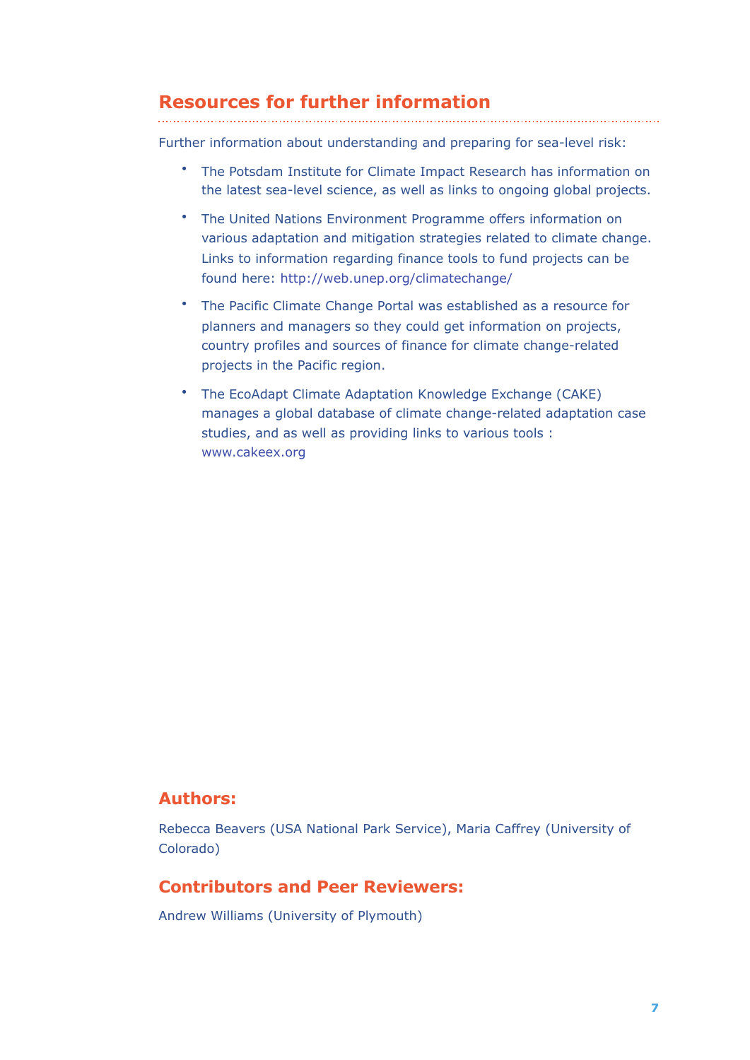## Resources for further information

Further information about understanding and preparing for sea-level risk:

- The Potsdam Institute for Climate Impact Research has information on the latest sea-level science, as well as links to ongoing global projects.
- The United Nations Environment Programme offers information on various adaptation and mitigation strategies related to climate change. Links to information regarding finance tools to fund projects can be found here: http://web.unep.org/climatechange/
- The Pacific Climate Change Portal was established as a resource for planners and managers so they could get information on projects, country profiles and sources of finance for climate change-related projects in the Pacific region.
- The EcoAdapt Climate Adaptation Knowledge Exchange (CAKE) manages a global database of climate change-related adaptation case studies, and as well as providing links to various tools : www.cakeex.org

## Authors:

Rebecca Beavers (USA National Park Service), Maria Caffrey (University of Colorado)

## Contributors and Peer Reviewers:

Andrew Williams (University of Plymouth)